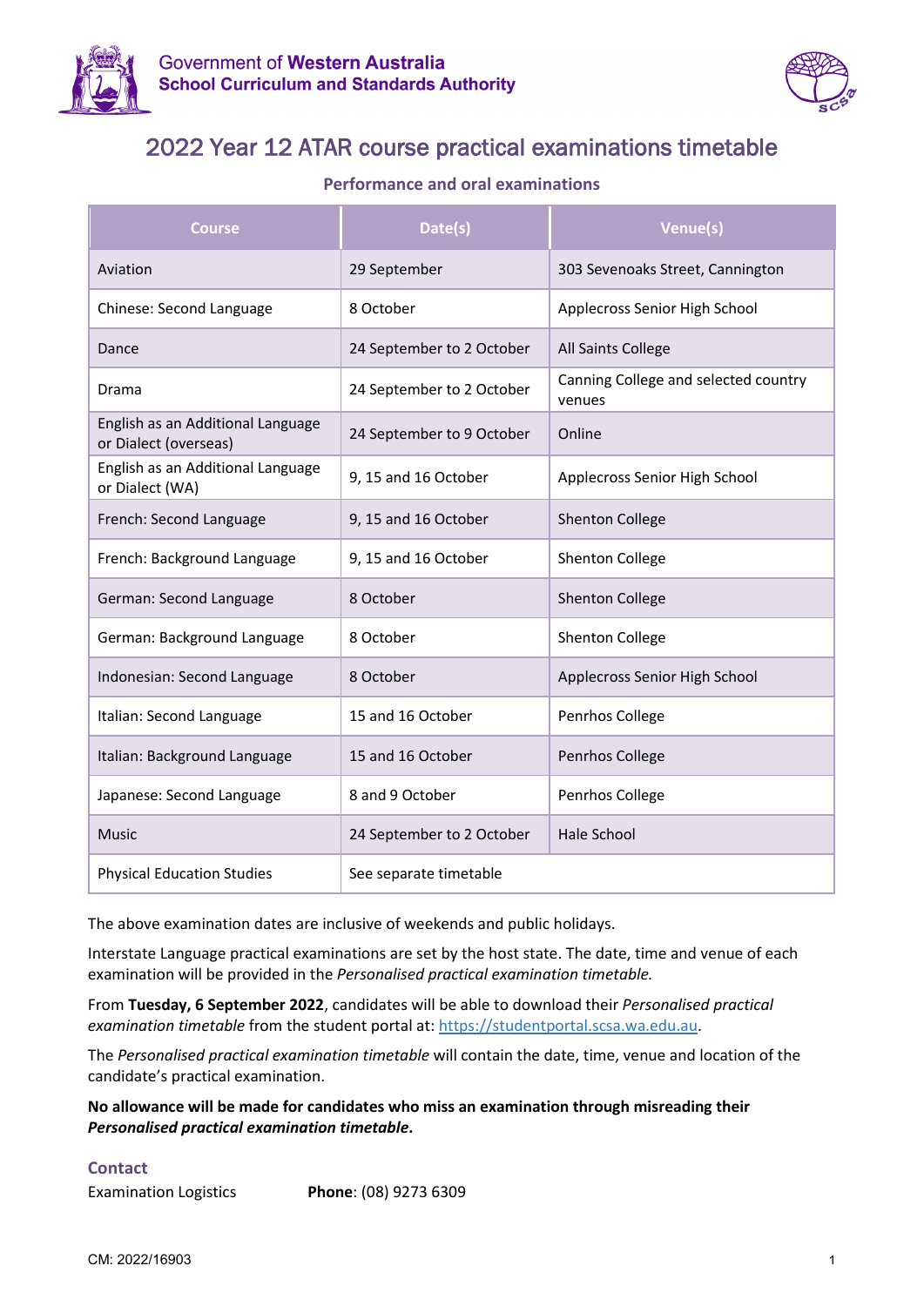Government of **Western Australia**
**School Curriculum and Standards Authority**

# 2022 Year 12 ATAR course practical examinations timetable

## Performance and oral examinations

| Course | Date(s) | Venue(s) |
|---|---|---|
| Aviation | 29 September | 303 Sevenoaks Street, Cannington |
| Chinese: Second Language | 8 October | Applecross Senior High School |
| Dance | 24 September to 2 October | All Saints College |
| Drama | 24 September to 2 October | Canning College and selected country venues |
| English as an Additional Language or Dialect (overseas) | 24 September to 9 October | Online |
| English as an Additional Language or Dialect (WA) | 9, 15 and 16 October | Applecross Senior High School |
| French: Second Language | 9, 15 and 16 October | Shenton College |
| French: Background Language | 9, 15 and 16 October | Shenton College |
| German: Second Language | 8 October | Shenton College |
| German: Background Language | 8 October | Shenton College |
| Indonesian: Second Language | 8 October | Applecross Senior High School |
| Italian: Second Language | 15 and 16 October | Penrhos College |
| Italian: Background Language | 15 and 16 October | Penrhos College |
| Japanese: Second Language | 8 and 9 October | Penrhos College |
| Music | 24 September to 2 October | Hale School |
| Physical Education Studies | See separate timetable | |

The above examination dates are inclusive of weekends and public holidays.

Interstate Language practical examinations are set by the host state. The date, time and venue of each examination will be provided in the *Personalised practical examination timetable*.

From **Tuesday, 6 September 2022**, candidates will be able to download their *Personalised practical examination timetable* from the student portal at: https://studentportal.scsa.wa.edu.au.

The *Personalised practical examination timetable* will contain the date, time, venue and location of the candidate's practical examination.

**No allowance will be made for candidates who miss an examination through misreading their *Personalised practical examination timetable*.**

## Contact

Examination Logistics **Phone**: (08) 9273 6309

CM: 2022/16903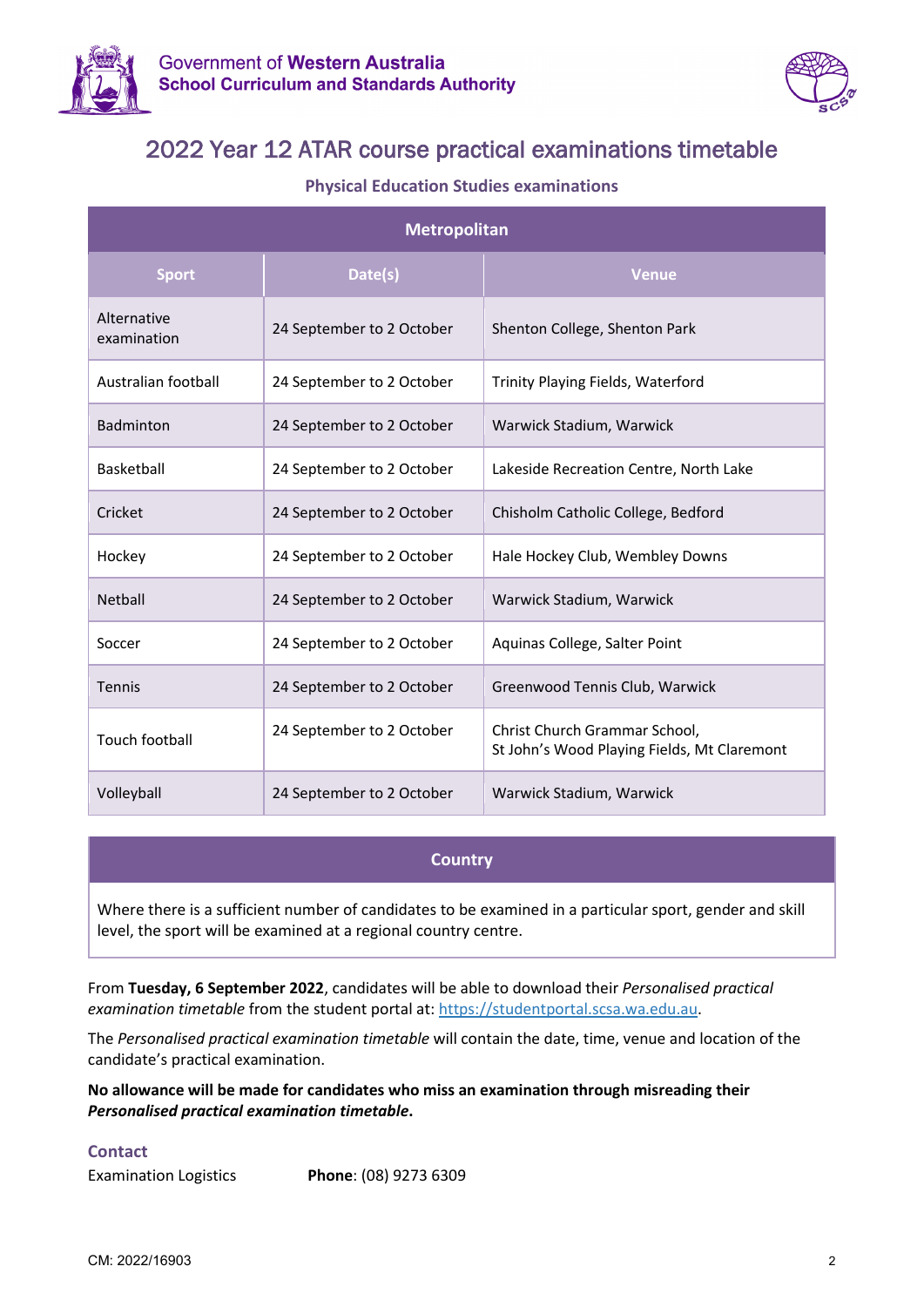Government of **Western Australia**
**School Curriculum and Standards Authority**

# 2022 Year 12 ATAR course practical examinations timetable

## Physical Education Studies examinations

| Metropolitan | | |
|---|---|---|
| **Sport** | **Date(s)** | **Venue** |
| Alternative examination | 24 September to 2 October | Shenton College, Shenton Park |
| Australian football | 24 September to 2 October | Trinity Playing Fields, Waterford |
| Badminton | 24 September to 2 October | Warwick Stadium, Warwick |
| Basketball | 24 September to 2 October | Lakeside Recreation Centre, North Lake |
| Cricket | 24 September to 2 October | Chisholm Catholic College, Bedford |
| Hockey | 24 September to 2 October | Hale Hockey Club, Wembley Downs |
| Netball | 24 September to 2 October | Warwick Stadium, Warwick |
| Soccer | 24 September to 2 October | Aquinas College, Salter Point |
| Tennis | 24 September to 2 October | Greenwood Tennis Club, Warwick |
| Touch football | 24 September to 2 October | Christ Church Grammar School, St John's Wood Playing Fields, Mt Claremont |
| Volleyball | 24 September to 2 October | Warwick Stadium, Warwick |

| Country |
|---|
| Where there is a sufficient number of candidates to be examined in a particular sport, gender and skill level, the sport will be examined at a regional country centre. |

From **Tuesday, 6 September 2022**, candidates will be able to download their *Personalised practical examination timetable* from the student portal at: https://studentportal.scsa.wa.edu.au.

The *Personalised practical examination timetable* will contain the date, time, venue and location of the candidate's practical examination.

**No allowance will be made for candidates who miss an examination through misreading their *Personalised practical examination timetable*.**

### Contact

Examination Logistics **Phone**: (08) 9273 6309

CM: 2022/16903